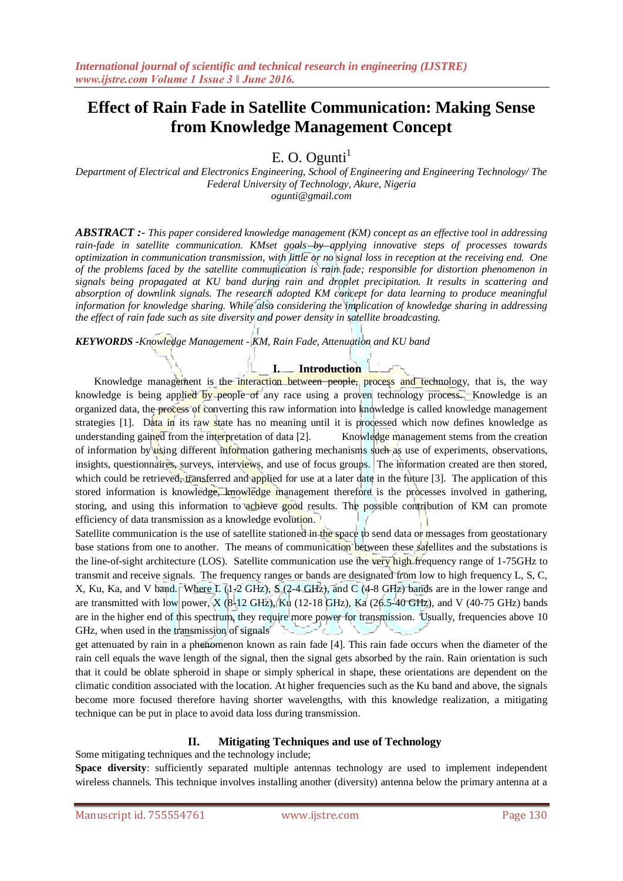# Effect of Rain Fade in Satellite Communication: Making Sense from Knowledge Management Concept

E. O. Ogunti[1]

*Department of Electrical and Electronics Engineering, School of Engineering and Engineering Technology/ The Federal University of Technology, Akure, Nigeria*
*ogunti@gmail.com*

***ABSTRACT :-*** *This paper considered knowledge management (KM) concept as an effective tool in addressing rain-fade in satellite communication. KMset goals by applying innovative steps of processes towards optimization in communication transmission, with little or no signal loss in reception at the receiving end. One of the problems faced by the satellite communication is rain fade; responsible for distortion phenomenon in signals being propagated at KU band during rain and droplet precipitation. It results in scattering and absorption of downlink signals. The research adopted KM concept for data learning to produce meaningful information for knowledge sharing. While also considering the implication of knowledge sharing in addressing the effect of rain fade such as site diversity and power density in satellite broadcasting.*

***KEYWORDS** -Knowledge Management - KM, Rain Fade, Attenuation and KU band*

## I. Introduction

Knowledge management is the interaction between people, process and technology, that is, the way knowledge is being applied by people of any race using a proven technology process. Knowledge is an organized data, the process of converting this raw information into knowledge is called knowledge management strategies [1]. Data in its raw state has no meaning until it is processed which now defines knowledge as understanding gained from the interpretation of data [2]. Knowledge management stems from the creation of information by using different information gathering mechanisms such as use of experiments, observations, insights, questionnaires, surveys, interviews, and use of focus groups. The information created are then stored, which could be retrieved, transferred and applied for use at a later date in the future [3]. The application of this stored information is knowledge, knowledge management therefore is the processes involved in gathering, storing, and using this information to achieve good results. The possible contribution of KM can promote efficiency of data transmission as a knowledge evolution.

Satellite communication is the use of satellite stationed in the space to send data or messages from geostationary base stations from one to another. The means of communication between these satellites and the substations is the line-of-sight architecture (LOS). Satellite communication use the very high frequency range of 1-75GHz to transmit and receive signals. The frequency ranges or bands are designated from low to high frequency L, S, C, X, Ku, Ka, and V band. Where L (1-2 GHz), S (2-4 GHz), and C (4-8 GHz) bands are in the lower range and are transmitted with low power, X (8-12 GHz), Ku (12-18 GHz), Ka (26.5-40 GHz), and V (40-75 GHz) bands are in the higher end of this spectrum, they require more power for transmission. Usually, frequencies above 10 GHz, when used in the transmission of signals get attenuated by rain in a phenomenon known as rain fade [4]. This rain fade occurs when the diameter of the rain cell equals the wave length of the signal, then the signal gets absorbed by the rain. Rain orientation is such that it could be oblate spheroid in shape or simply spherical in shape, these orientations are dependent on the climatic condition associated with the location. At higher frequencies such as the Ku band and above, the signals become more focused therefore having shorter wavelengths, with this knowledge realization, a mitigating technique can be put in place to avoid data loss during transmission.

## II. Mitigating Techniques and use of Technology

Some mitigating techniques and the technology include;

**Space diversity**: sufficiently separated multiple antennas technology are used to implement independent wireless channels. This technique involves installing another (diversity) antenna below the primary antenna at a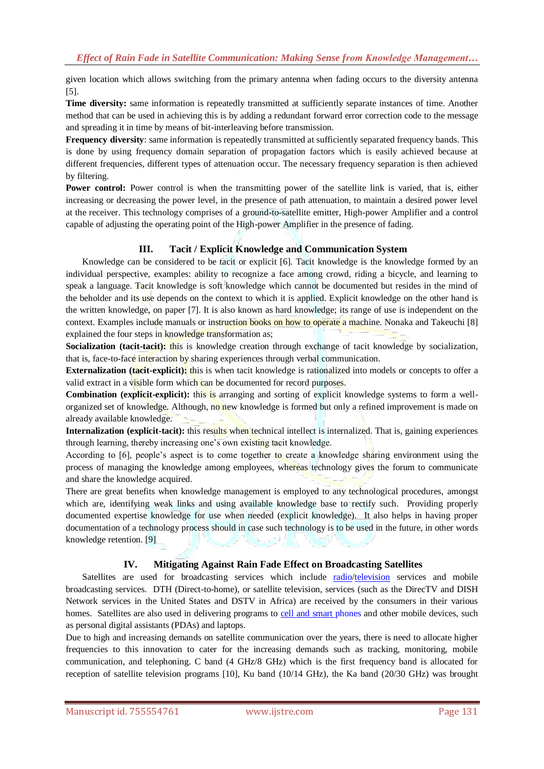given location which allows switching from the primary antenna when fading occurs to the diversity antenna [5].

**Time diversity:** same information is repeatedly transmitted at sufficiently separate instances of time. Another method that can be used in achieving this is by adding a redundant forward error correction code to the message and spreading it in time by means of bit-interleaving before transmission.

**Frequency diversity**: same information is repeatedly transmitted at sufficiently separated frequency bands. This is done by using frequency domain separation of propagation factors which is easily achieved because at different frequencies, different types of attenuation occur. The necessary frequency separation is then achieved by filtering.

**Power control:** Power control is when the transmitting power of the satellite link is varied, that is, either increasing or decreasing the power level, in the presence of path attenuation, to maintain a desired power level at the receiver. This technology comprises of a ground-to-satellite emitter, High-power Amplifier and a control capable of adjusting the operating point of the High-power Amplifier in the presence of fading.

## III. Tacit / Explicit Knowledge and Communication System

Knowledge can be considered to be tacit or explicit [6]. Tacit knowledge is the knowledge formed by an individual perspective, examples: ability to recognize a face among crowd, riding a bicycle, and learning to speak a language. Tacit knowledge is soft knowledge which cannot be documented but resides in the mind of the beholder and its use depends on the context to which it is applied. Explicit knowledge on the other hand is the written knowledge, on paper [7]. It is also known as hard knowledge; its range of use is independent on the context. Examples include manuals or instruction books on how to operate a machine. Nonaka and Takeuchi [8] explained the four steps in knowledge transformation as;

**Socialization (tacit-tacit):** this is knowledge creation through exchange of tacit knowledge by socialization, that is, face-to-face interaction by sharing experiences through verbal communication.

**Externalization (tacit-explicit):** this is when tacit knowledge is rationalized into models or concepts to offer a valid extract in a visible form which can be documented for record purposes.

**Combination (explicit-explicit):** this is arranging and sorting of explicit knowledge systems to form a well-organized set of knowledge. Although, no new knowledge is formed but only a refined improvement is made on already available knowledge.

**Internalization (explicit-tacit):** this results when technical intellect is internalized. That is, gaining experiences through learning, thereby increasing one's own existing tacit knowledge.

According to [6], people's aspect is to come together to create a knowledge sharing environment using the process of managing the knowledge among employees, whereas technology gives the forum to communicate and share the knowledge acquired.

There are great benefits when knowledge management is employed to any technological procedures, amongst which are, identifying weak links and using available knowledge base to rectify such. Providing properly documented expertise knowledge for use when needed (explicit knowledge). It also helps in having proper documentation of a technology process should in case such technology is to be used in the future, in other words knowledge retention. [9]

## IV. Mitigating Against Rain Fade Effect on Broadcasting Satellites

Satellites are used for broadcasting services which include radio/television services and mobile broadcasting services. DTH (Direct-to-home), or satellite television, services (such as the DirecTV and DISH Network services in the United States and DSTV in Africa) are received by the consumers in their various homes. Satellites are also used in delivering programs to cell and smart phones and other mobile devices, such as personal digital assistants (PDAs) and laptops.

Due to high and increasing demands on satellite communication over the years, there is need to allocate higher frequencies to this innovation to cater for the increasing demands such as tracking, monitoring, mobile communication, and telephoning. C band (4 GHz/8 GHz) which is the first frequency band is allocated for reception of satellite television programs [10], Ku band (10/14 GHz), the Ka band (20/30 GHz) was brought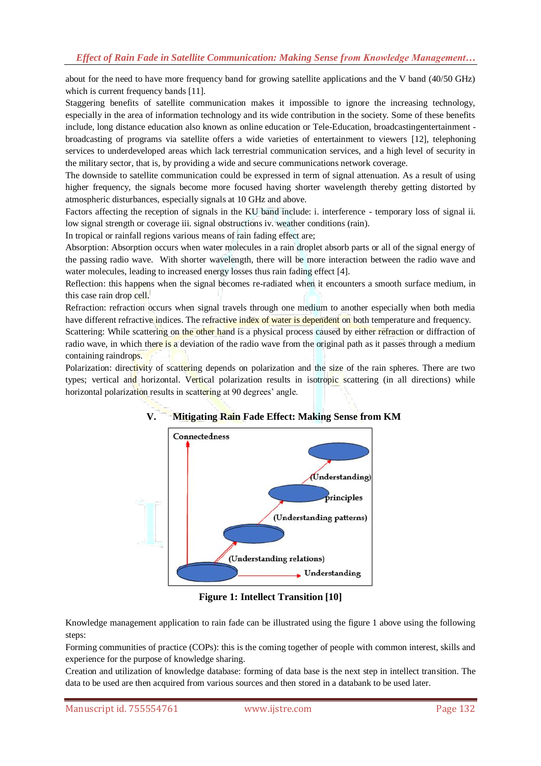about for the need to have more frequency band for growing satellite applications and the V band (40/50 GHz) which is current frequency bands [11].

Staggering benefits of satellite communication makes it impossible to ignore the increasing technology, especially in the area of information technology and its wide contribution in the society. Some of these benefits include, long distance education also known as online education or Tele-Education, broadcastingentertainment - broadcasting of programs via satellite offers a wide varieties of entertainment to viewers [12], telephoning services to underdeveloped areas which lack terrestrial communication services, and a high level of security in the military sector, that is, by providing a wide and secure communications network coverage.

The downside to satellite communication could be expressed in term of signal attenuation. As a result of using higher frequency, the signals become more focused having shorter wavelength thereby getting distorted by atmospheric disturbances, especially signals at 10 GHz and above.

Factors affecting the reception of signals in the KU band include: i. interference - temporary loss of signal ii. low signal strength or coverage iii. signal obstructions iv. weather conditions (rain).

In tropical or rainfall regions various means of rain fading effect are;

Absorption: Absorption occurs when water molecules in a rain droplet absorb parts or all of the signal energy of the passing radio wave. With shorter wavelength, there will be more interaction between the radio wave and water molecules, leading to increased energy losses thus rain fading effect [4].

Reflection: this happens when the signal becomes re-radiated when it encounters a smooth surface medium, in this case rain drop cell.

Refraction: refraction occurs when signal travels through one medium to another especially when both media have different refractive indices. The refractive index of water is dependent on both temperature and frequency.

Scattering: While scattering on the other hand is a physical process caused by either refraction or diffraction of radio wave, in which there is a deviation of the radio wave from the original path as it passes through a medium containing raindrops.

Polarization: directivity of scattering depends on polarization and the size of the rain spheres. There are two types; vertical and horizontal. Vertical polarization results in isotropic scattering (in all directions) while horizontal polarization results in scattering at 90 degrees' angle.

## V. Mitigating Rain Fade Effect: Making Sense from KM

Connectedness

(Understanding)

principles

(Understanding patterns)

(Understanding relations)

Understanding

**Figure 1: Intellect Transition [10]**

Knowledge management application to rain fade can be illustrated using the figure 1 above using the following steps:

Forming communities of practice (COPs): this is the coming together of people with common interest, skills and experience for the purpose of knowledge sharing.

Creation and utilization of knowledge database: forming of data base is the next step in intellect transition. The data to be used are then acquired from various sources and then stored in a databank to be used later.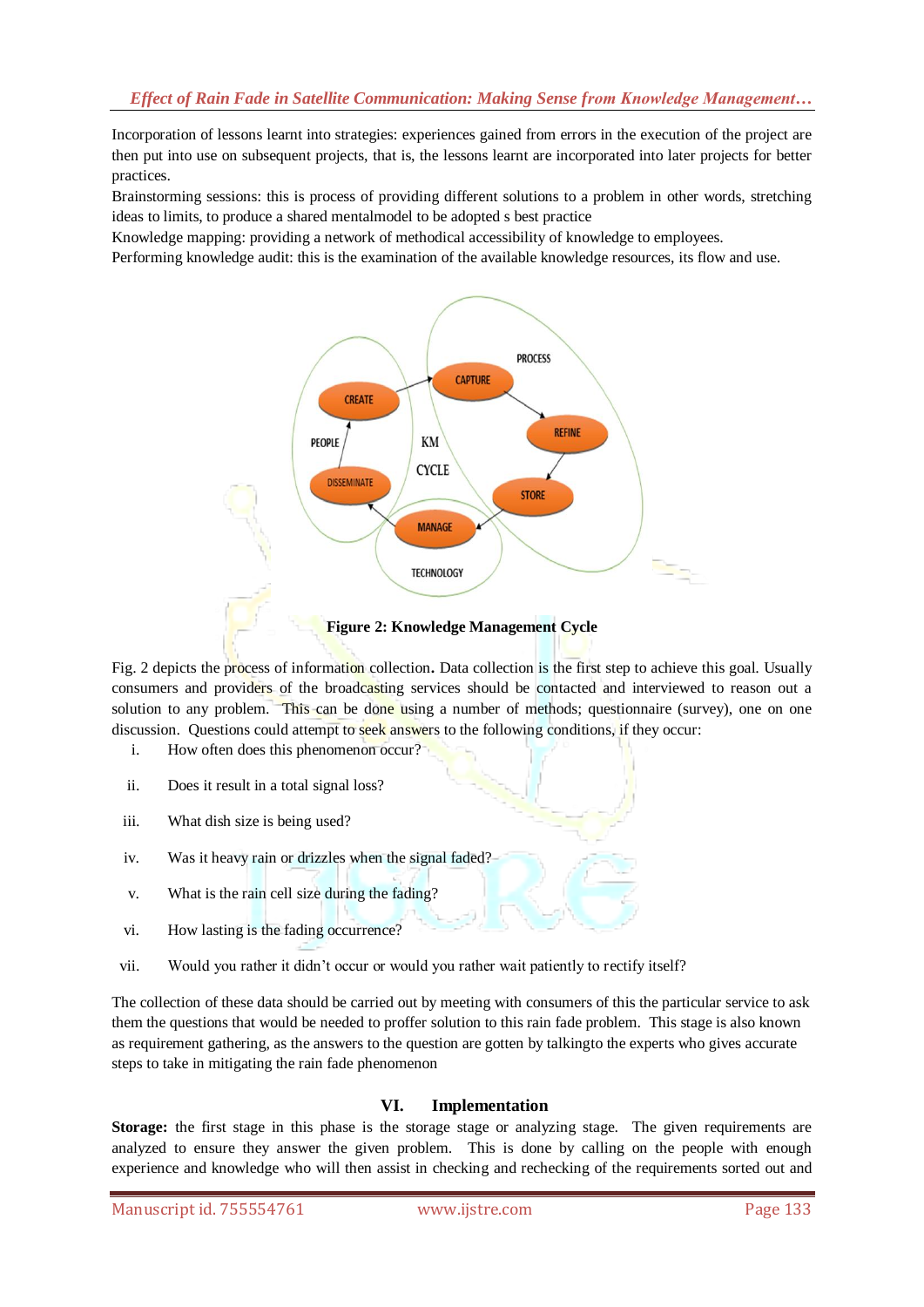Incorporation of lessons learnt into strategies: experiences gained from errors in the execution of the project are then put into use on subsequent projects, that is, the lessons learnt are incorporated into later projects for better practices.
Brainstorming sessions: this is process of providing different solutions to a problem in other words, stretching ideas to limits, to produce a shared mentalmodel to be adopted s best practice
Knowledge mapping: providing a network of methodical accessibility of knowledge to employees.
Performing knowledge audit: this is the examination of the available knowledge resources, its flow and use.

**Figure 2: Knowledge Management Cycle**

Fig. 2 depicts the process of information collection**.** Data collection is the first step to achieve this goal. Usually consumers and providers of the broadcasting services should be contacted and interviewed to reason out a solution to any problem. This can be done using a number of methods; questionnaire (survey), one on one discussion. Questions could attempt to seek answers to the following conditions, if they occur:

i. How often does this phenomenon occur?
ii. Does it result in a total signal loss?
iii. What dish size is being used?
iv. Was it heavy rain or drizzles when the signal faded?
v. What is the rain cell size during the fading?
vi. How lasting is the fading occurrence?
vii. Would you rather it didn't occur or would you rather wait patiently to rectify itself?

The collection of these data should be carried out by meeting with consumers of this the particular service to ask them the questions that would be needed to proffer solution to this rain fade problem. This stage is also known as requirement gathering, as the answers to the question are gotten by talkingto the experts who gives accurate steps to take in mitigating the rain fade phenomenon

## VI. Implementation

**Storage:** the first stage in this phase is the storage stage or analyzing stage. The given requirements are analyzed to ensure they answer the given problem. This is done by calling on the people with enough experience and knowledge who will then assist in checking and rechecking of the requirements sorted out and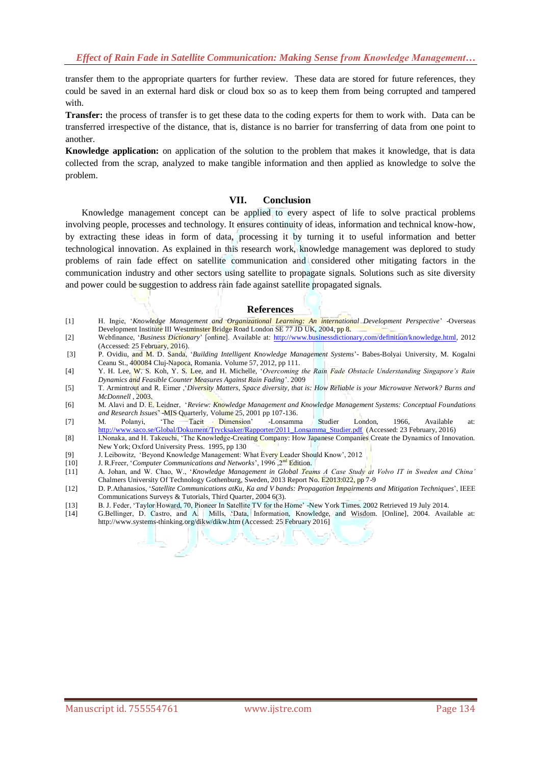transfer them to the appropriate quarters for further review. These data are stored for future references, they could be saved in an external hard disk or cloud box so as to keep them from being corrupted and tampered with.

**Transfer:** the process of transfer is to get these data to the coding experts for them to work with. Data can be transferred irrespective of the distance, that is, distance is no barrier for transferring of data from one point to another.

**Knowledge application:** on application of the solution to the problem that makes it knowledge, that is data collected from the scrap, analyzed to make tangible information and then applied as knowledge to solve the problem.

## VII. Conclusion

Knowledge management concept can be applied to every aspect of life to solve practical problems involving people, processes and technology. It ensures continuity of ideas, information and technical know-how, by extracting these ideas in form of data, processing it by turning it to useful information and better technological innovation. As explained in this research work, knowledge management was deplored to study problems of rain fade effect on satellite communication and considered other mitigating factors in the communication industry and other sectors using satellite to propagate signals. Solutions such as site diversity and power could be suggestion to address rain fade against satellite propagated signals.

## References

[1] H. Ingie, '*Knowledge Management and Organizational Learning: An international Development Perspective*' -Overseas Development Institute III Westminster Bridge Road London SE 77 JD UK, 2004, pp 8.

[2] Webfinance, '*Business Dictionary*' [online]. Available at: http://www.businessdictionary,com/definition/knowledge.html, 2012 (Accessed: 25 February, 2016).

[3] P. Ovidiu, and M. D. Sanda, '*Building Intelligent Knowledge Management Systems*'- Babes-Bolyai University, M. Kogalni Ceanu St., 400084 Cluj-Napoca, Romania. Volume 57, 2012, pp 111.

[4] Y. H. Lee, W. S. Koh, Y. S. Lee, and H. Michelle, '*Overcoming the Rain Fade Obstacle Understanding Singapore's Rain Dynamics and Feasible Counter Measures Against Rain Fading*'. 2009

[5] T. Armintrout and R. Eimer ,'*Diversity Matters, Space diversity, that is: How Reliable is your Microwave Network? Burns and McDonnell* , 2003.

[6] M. Alavi and D. E. Leidner, '*Review: Knowledge Management and Knowledge Management Systems: Conceptual Foundations and Research Issues*' -MIS Quarterly, Volume 25, 2001 pp 107-136.

[7] M. Polanyi, 'The Tacit Dimension' -Lonsamma Studier London, 1966, Available at: http://www.saco.se/Global/Dokument/Trycksaker/Rapporter/2011_Lonsamma_Studier.pdf (Accessed: 23 February, 2016)

[8] I.Nonaka, and H. Takeuchi, 'The Knowledge-Creating Company: How Japanese Companies Create the Dynamics of Innovation. New York; Oxford University Press. 1995, pp 130

[9] J. Leibowitz, 'Beyond Knowledge Management: What Every Leader Should Know', 2012

[10] J. R.Freer, '*Computer Communications and Networks*', 1996 ,2nd Edition.

[11] A. Johan, and W. Chao, W., '*Knowledge Management in Global Teams A Case Study at Volvo IT in Sweden and China*' Chalmers University Of Technology Gothenburg, Sweden, 2013 Report No. E2013:022, pp 7-9

[12] D. P.Athanasios, '*Satellite Communications atKu, Ka and V bands: Propagation Impairments and Mitigation Techniques*', IEEE Communications Surveys & Tutorials, Third Quarter, 2004 6(3).

[13] B. J. Feder, 'Taylor Howard, 70, Pioneer In Satellite TV for the Home' -New York Times. 2002 Retrieved 19 July 2014.

[14] G.Bellinger, D. Castro, and A. Mills, 'Data, Information, Knowledge, and Wisdom. [Online], 2004. Available at: http://www.systems-thinking.org/dikw/dikw.htm (Accessed: 25 February 2016]